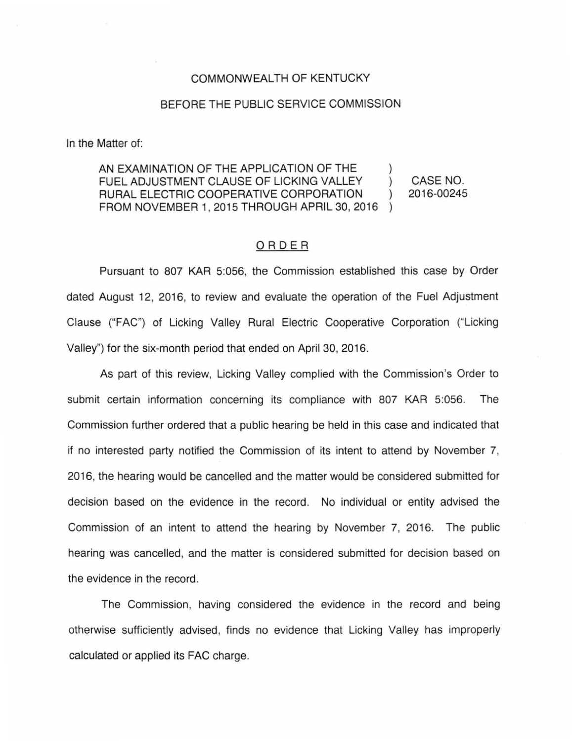COMMONWEALTH OF KENTUCKY

BEFORE THE PUBLIC SERVICE COMMISSION

In the Matter of:

| | | |
|---|---|---|
| AN EXAMINATION OF THE APPLICATION OF THE FUEL ADJUSTMENT CLAUSE OF LICKING VALLEY RURAL ELECTRIC COOPERATIVE CORPORATION FROM NOVEMBER 1, 2015 THROUGH APRIL 30, 2016 | ) ) ) ) | CASE NO. 2016-00245 |

ORDER

Pursuant to 807 KAR 5:056, the Commission established this case by Order dated August 12, 2016, to review and evaluate the operation of the Fuel Adjustment Clause ("FAC") of Licking Valley Rural Electric Cooperative Corporation ("Licking Valley") for the six-month period that ended on April 30, 2016.

As part of this review, Licking Valley complied with the Commission's Order to submit certain information concerning its compliance with 807 KAR 5:056. The Commission further ordered that a public hearing be held in this case and indicated that if no interested party notified the Commission of its intent to attend by November 7, 2016, the hearing would be cancelled and the matter would be considered submitted for decision based on the evidence in the record. No individual or entity advised the Commission of an intent to attend the hearing by November 7, 2016. The public hearing was cancelled, and the matter is considered submitted for decision based on the evidence in the record.

The Commission, having considered the evidence in the record and being otherwise sufficiently advised, finds no evidence that Licking Valley has improperly calculated or applied its FAC charge.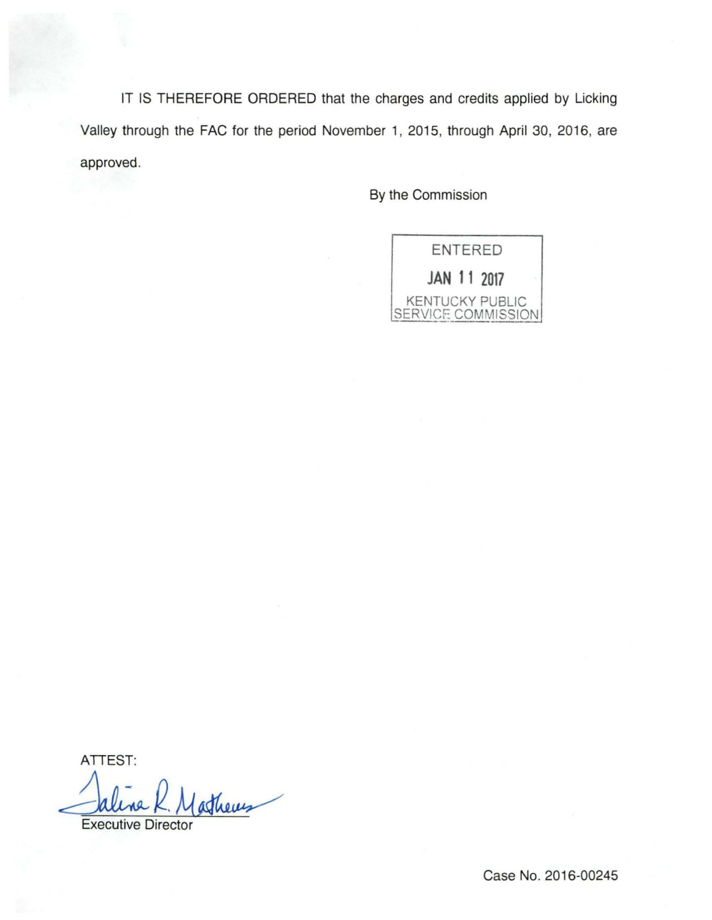IT IS THEREFORE ORDERED that the charges and credits applied by Licking Valley through the FAC for the period November 1, 2015, through April 30, 2016, are approved.

By the Commission

ENTERED
JAN 11 2017
KENTUCKY PUBLIC SERVICE COMMISSION

ATTEST:

Executive Director

Case No. 2016-00245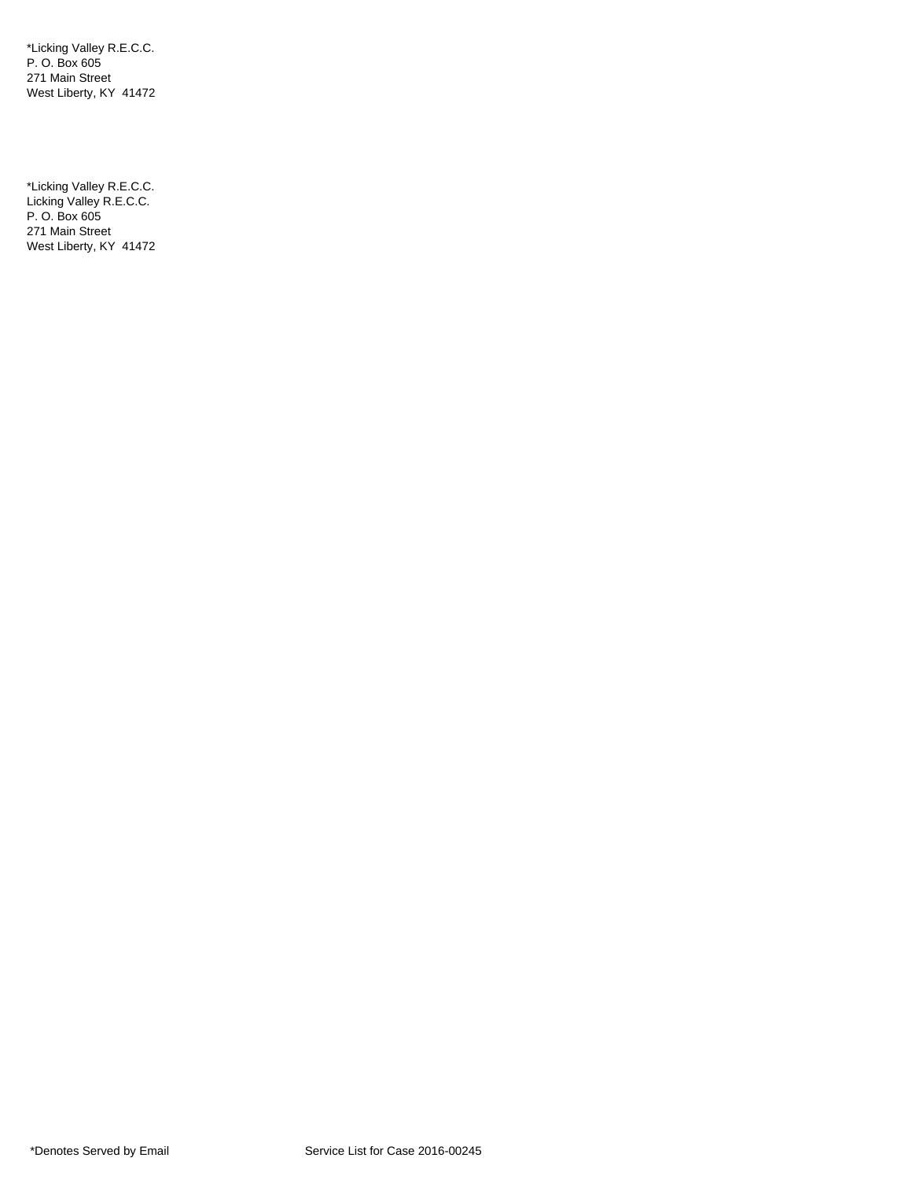*Licking Valley R.E.C.C.
P. O. Box 605
271 Main Street
West Liberty, KY 41472

*Licking Valley R.E.C.C.
Licking Valley R.E.C.C.
P. O. Box 605
271 Main Street
West Liberty, KY 41472